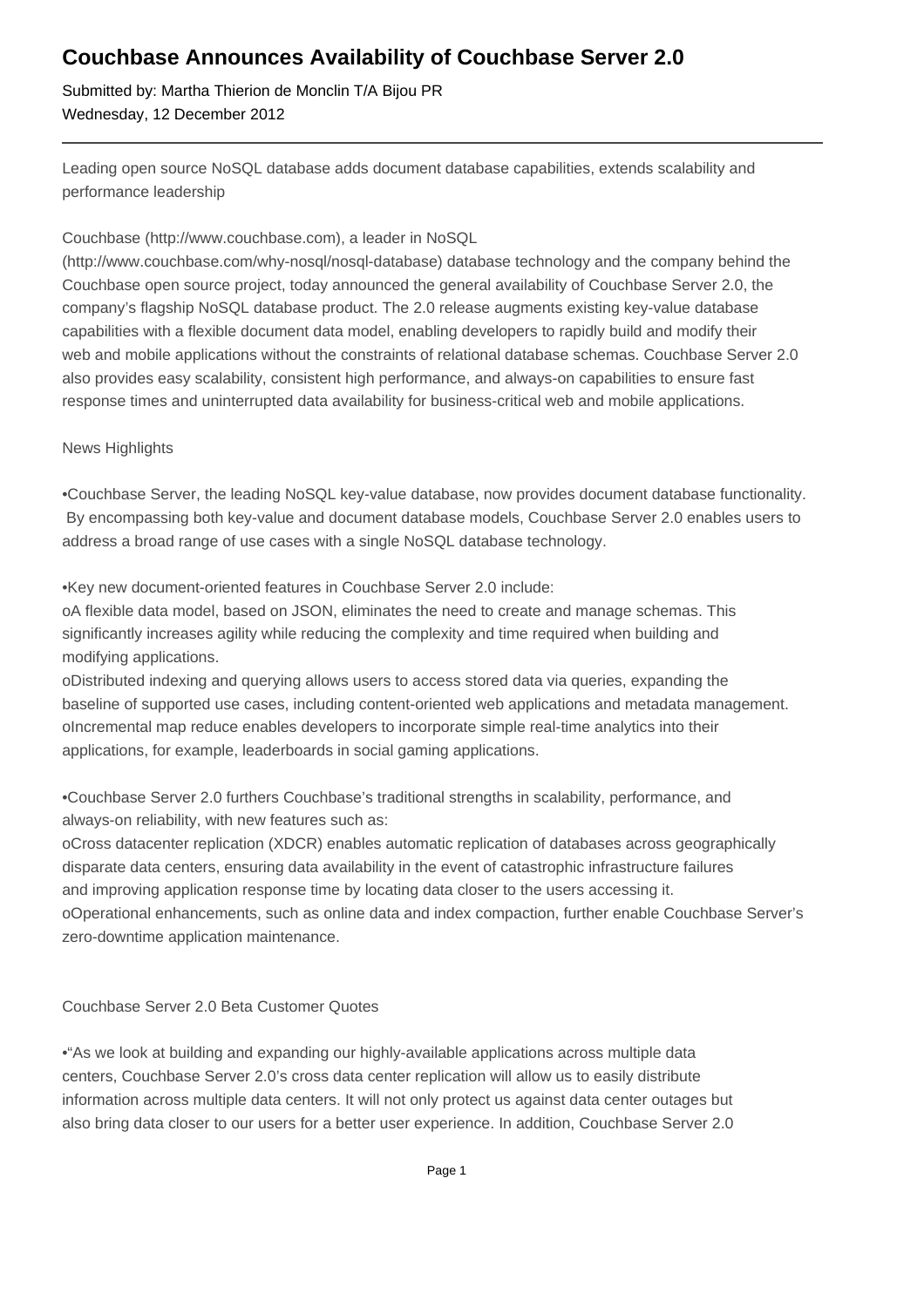# Couchbase Announces Availability of Couchbase Server 2.0

Submitted by: Martha Thierion de Monclin T/A Bijou PR
Wednesday, 12 December 2012

---

Leading open source NoSQL database adds document database capabilities, extends scalability and performance leadership

Couchbase (http://www.couchbase.com), a leader in NoSQL (http://www.couchbase.com/why-nosql/nosql-database) database technology and the company behind the Couchbase open source project, today announced the general availability of Couchbase Server 2.0, the company's flagship NoSQL database product. The 2.0 release augments existing key-value database capabilities with a flexible document data model, enabling developers to rapidly build and modify their web and mobile applications without the constraints of relational database schemas. Couchbase Server 2.0 also provides easy scalability, consistent high performance, and always-on capabilities to ensure fast response times and uninterrupted data availability for business-critical web and mobile applications.

News Highlights

- Couchbase Server, the leading NoSQL key-value database, now provides document database functionality. By encompassing both key-value and document database models, Couchbase Server 2.0 enables users to address a broad range of use cases with a single NoSQL database technology.

- Key new document-oriented features in Couchbase Server 2.0 include:
  - A flexible data model, based on JSON, eliminates the need to create and manage schemas. This significantly increases agility while reducing the complexity and time required when building and modifying applications.
  - Distributed indexing and querying allows users to access stored data via queries, expanding the baseline of supported use cases, including content-oriented web applications and metadata management.
  - Incremental map reduce enables developers to incorporate simple real-time analytics into their applications, for example, leaderboards in social gaming applications.

- Couchbase Server 2.0 furthers Couchbase's traditional strengths in scalability, performance, and always-on reliability, with new features such as:
  - Cross datacenter replication (XDCR) enables automatic replication of databases across geographically disparate data centers, ensuring data availability in the event of catastrophic infrastructure failures and improving application response time by locating data closer to the users accessing it.
  - Operational enhancements, such as online data and index compaction, further enable Couchbase Server's zero-downtime application maintenance.

Couchbase Server 2.0 Beta Customer Quotes

- "As we look at building and expanding our highly-available applications across multiple data centers, Couchbase Server 2.0's cross data center replication will allow us to easily distribute information across multiple data centers. It will not only protect us against data center outages but also bring data closer to our users for a better user experience. In addition, Couchbase Server 2.0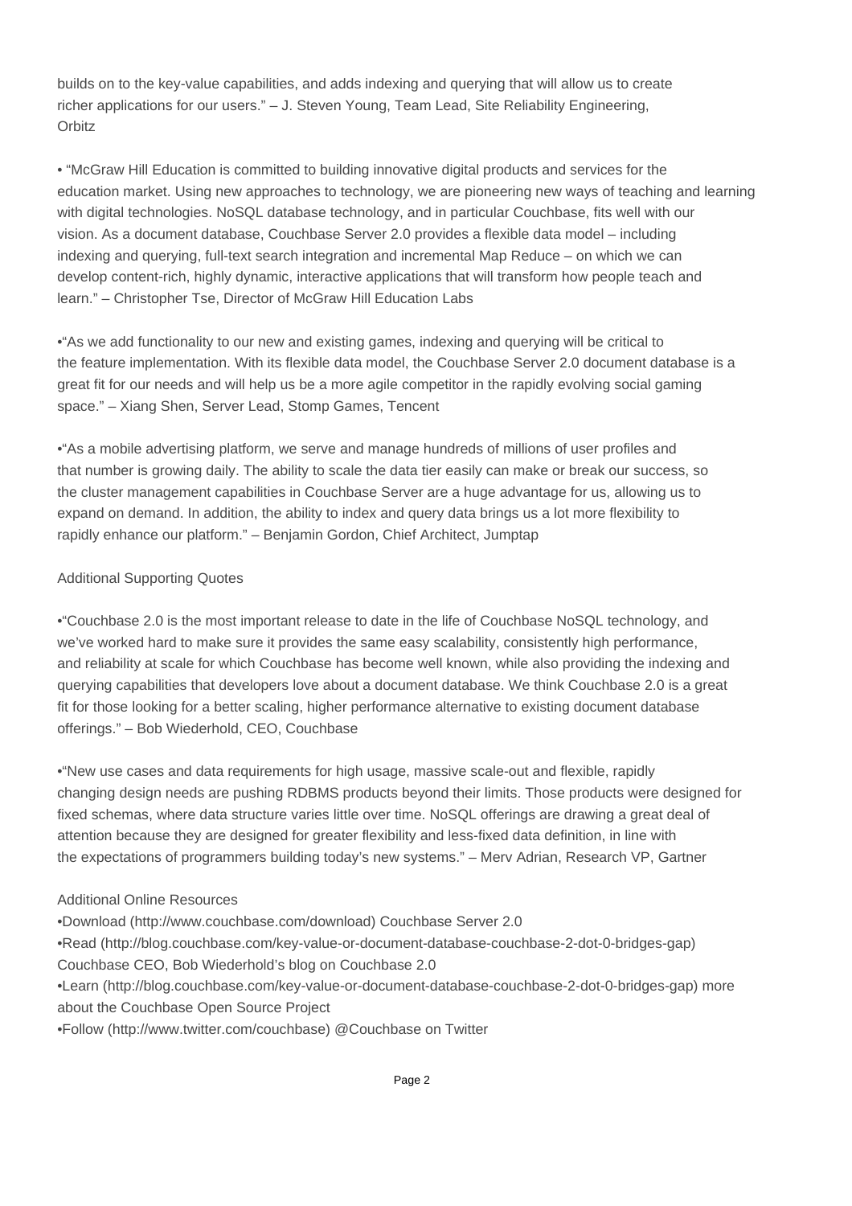builds on to the key-value capabilities, and adds indexing and querying that will allow us to create richer applications for our users." – J. Steven Young, Team Lead, Site Reliability Engineering, Orbitz

• "McGraw Hill Education is committed to building innovative digital products and services for the education market. Using new approaches to technology, we are pioneering new ways of teaching and learning with digital technologies. NoSQL database technology, and in particular Couchbase, fits well with our vision. As a document database, Couchbase Server 2.0 provides a flexible data model – including indexing and querying, full-text search integration and incremental Map Reduce – on which we can develop content-rich, highly dynamic, interactive applications that will transform how people teach and learn." – Christopher Tse, Director of McGraw Hill Education Labs

•"As we add functionality to our new and existing games, indexing and querying will be critical to the feature implementation. With its flexible data model, the Couchbase Server 2.0 document database is a great fit for our needs and will help us be a more agile competitor in the rapidly evolving social gaming space." – Xiang Shen, Server Lead, Stomp Games, Tencent

•"As a mobile advertising platform, we serve and manage hundreds of millions of user profiles and that number is growing daily. The ability to scale the data tier easily can make or break our success, so the cluster management capabilities in Couchbase Server are a huge advantage for us, allowing us to expand on demand. In addition, the ability to index and query data brings us a lot more flexibility to rapidly enhance our platform." – Benjamin Gordon, Chief Architect, Jumptap

Additional Supporting Quotes

•"Couchbase 2.0 is the most important release to date in the life of Couchbase NoSQL technology, and we've worked hard to make sure it provides the same easy scalability, consistently high performance, and reliability at scale for which Couchbase has become well known, while also providing the indexing and querying capabilities that developers love about a document database. We think Couchbase 2.0 is a great fit for those looking for a better scaling, higher performance alternative to existing document database offerings." – Bob Wiederhold, CEO, Couchbase

•"New use cases and data requirements for high usage, massive scale-out and flexible, rapidly changing design needs are pushing RDBMS products beyond their limits. Those products were designed for fixed schemas, where data structure varies little over time. NoSQL offerings are drawing a great deal of attention because they are designed for greater flexibility and less-fixed data definition, in line with the expectations of programmers building today's new systems." – Merv Adrian, Research VP, Gartner

Additional Online Resources

•Download (http://www.couchbase.com/download) Couchbase Server 2.0
•Read (http://blog.couchbase.com/key-value-or-document-database-couchbase-2-dot-0-bridges-gap) Couchbase CEO, Bob Wiederhold's blog on Couchbase 2.0
•Learn (http://blog.couchbase.com/key-value-or-document-database-couchbase-2-dot-0-bridges-gap) more about the Couchbase Open Source Project
•Follow (http://www.twitter.com/couchbase) @Couchbase on Twitter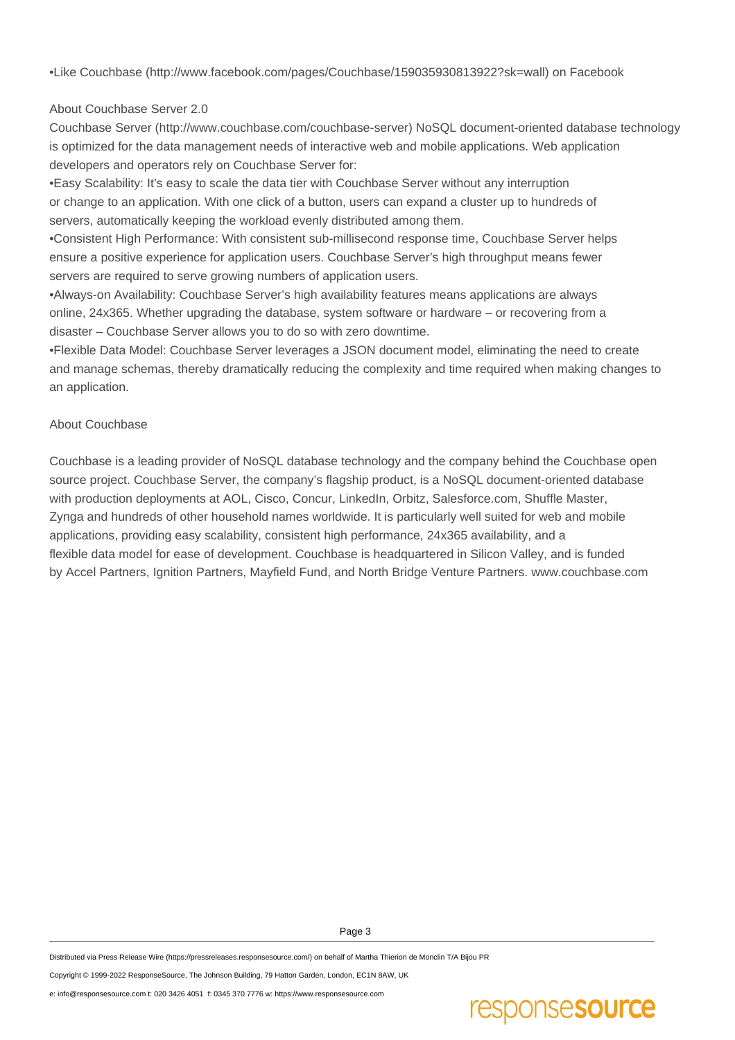•Like Couchbase (http://www.facebook.com/pages/Couchbase/159035930813922?sk=wall) on Facebook

About Couchbase Server 2.0

Couchbase Server (http://www.couchbase.com/couchbase-server) NoSQL document-oriented database technology is optimized for the data management needs of interactive web and mobile applications. Web application developers and operators rely on Couchbase Server for:

•Easy Scalability: It's easy to scale the data tier with Couchbase Server without any interruption or change to an application. With one click of a button, users can expand a cluster up to hundreds of servers, automatically keeping the workload evenly distributed among them.

•Consistent High Performance: With consistent sub-millisecond response time, Couchbase Server helps ensure a positive experience for application users. Couchbase Server's high throughput means fewer servers are required to serve growing numbers of application users.

•Always-on Availability: Couchbase Server's high availability features means applications are always online, 24x365. Whether upgrading the database, system software or hardware – or recovering from a disaster – Couchbase Server allows you to do so with zero downtime.

•Flexible Data Model: Couchbase Server leverages a JSON document model, eliminating the need to create and manage schemas, thereby dramatically reducing the complexity and time required when making changes to an application.

About Couchbase

Couchbase is a leading provider of NoSQL database technology and the company behind the Couchbase open source project. Couchbase Server, the company's flagship product, is a NoSQL document-oriented database with production deployments at AOL, Cisco, Concur, LinkedIn, Orbitz, Salesforce.com, Shuffle Master, Zynga and hundreds of other household names worldwide. It is particularly well suited for web and mobile applications, providing easy scalability, consistent high performance, 24x365 availability, and a flexible data model for ease of development. Couchbase is headquartered in Silicon Valley, and is funded by Accel Partners, Ignition Partners, Mayfield Fund, and North Bridge Venture Partners. www.couchbase.com